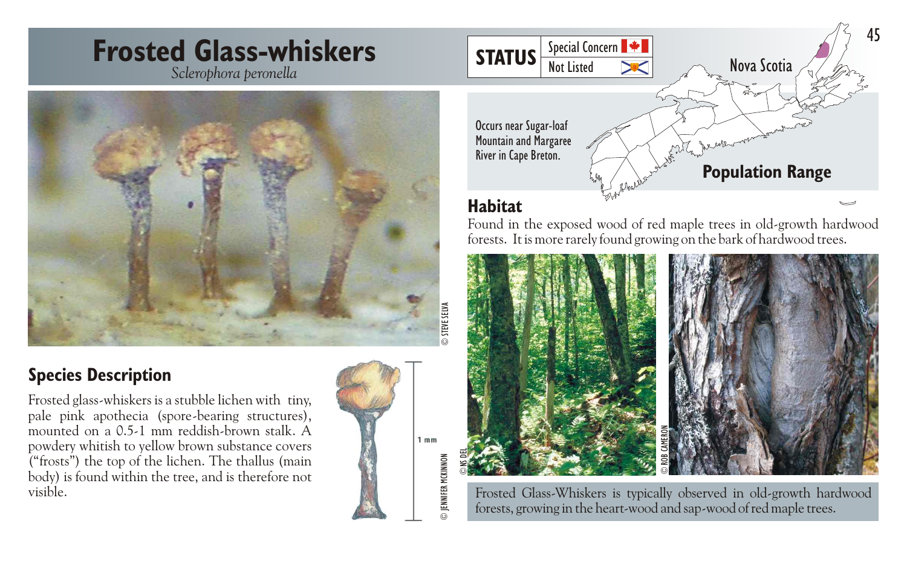# Frosted Glass-whiskers

*Sclerophora peronella*

| STATUS | |
|---|---|
| Special Concern | (Canada) |
| Not Listed | (Nova Scotia) |

## Population Range

Nova Scotia

Occurs near Sugar-loaf Mountain and Margaree River in Cape Breton.

## Habitat

Found in the exposed wood of red maple trees in old-growth hardwood forests. It is more rarely found growing on the bark of hardwood trees.

Frosted Glass-Whiskers is typically observed in old-growth hardwood forests, growing in the heart-wood and sap-wood of red maple trees.

## Species Description

Frosted glass-whiskers is a stubble lichen with tiny, pale pink apothecia (spore-bearing structures), mounted on a 0.5-1 mm reddish-brown stalk. A powdery whitish to yellow brown substance covers ("frosts") the top of the lichen. The thallus (main body) is found within the tree, and is therefore not visible.

1 mm

© STEVE SELVA

© JENNIFER MCKINNON

© NS DEL

© ROB CAMERON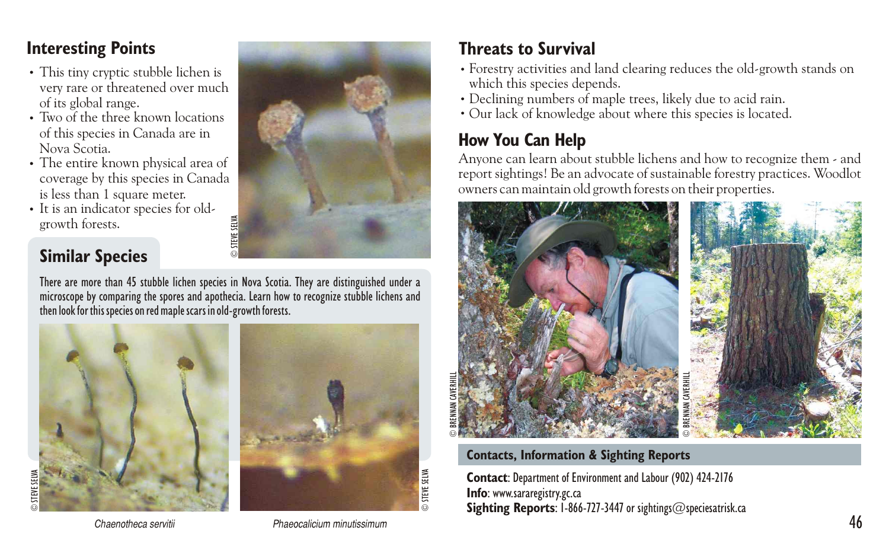## Interesting Points

- This tiny cryptic stubble lichen is very rare or threatened over much of its global range.
- Two of the three known locations of this species in Canada are in Nova Scotia.
- The entire known physical area of coverage by this species in Canada is less than 1 square meter.
- It is an indicator species for old-growth forests.

© STEVE SELVA

## Similar Species

There are more than 45 stubble lichen species in Nova Scotia. They are distinguished under a microscope by comparing the spores and apothecia. Learn how to recognize stubble lichens and then look for this species on red maple scars in old-growth forests.

© STEVE SELVA

*Chaenotheca servitii*

© STEVE SELVA

*Phaeocalicium minutissimum*

## Threats to Survival

- Forestry activities and land clearing reduces the old-growth stands on which this species depends.
- Declining numbers of maple trees, likely due to acid rain.
- Our lack of knowledge about where this species is located.

## How You Can Help

Anyone can learn about stubble lichens and how to recognize them - and report sightings! Be an advocate of sustainable forestry practices. Woodlot owners can maintain old growth forests on their properties.

© BRENNAN CAVERHILL

© BRENNAN CAVERHILL

### Contacts, Information & Sighting Reports

**Contact**: Department of Environment and Labour (902) 424-2176
**Info**: www.sararegistry.gc.ca
**Sighting Reports**: 1-866-727-3447 or sightings@speciesatrisk.ca